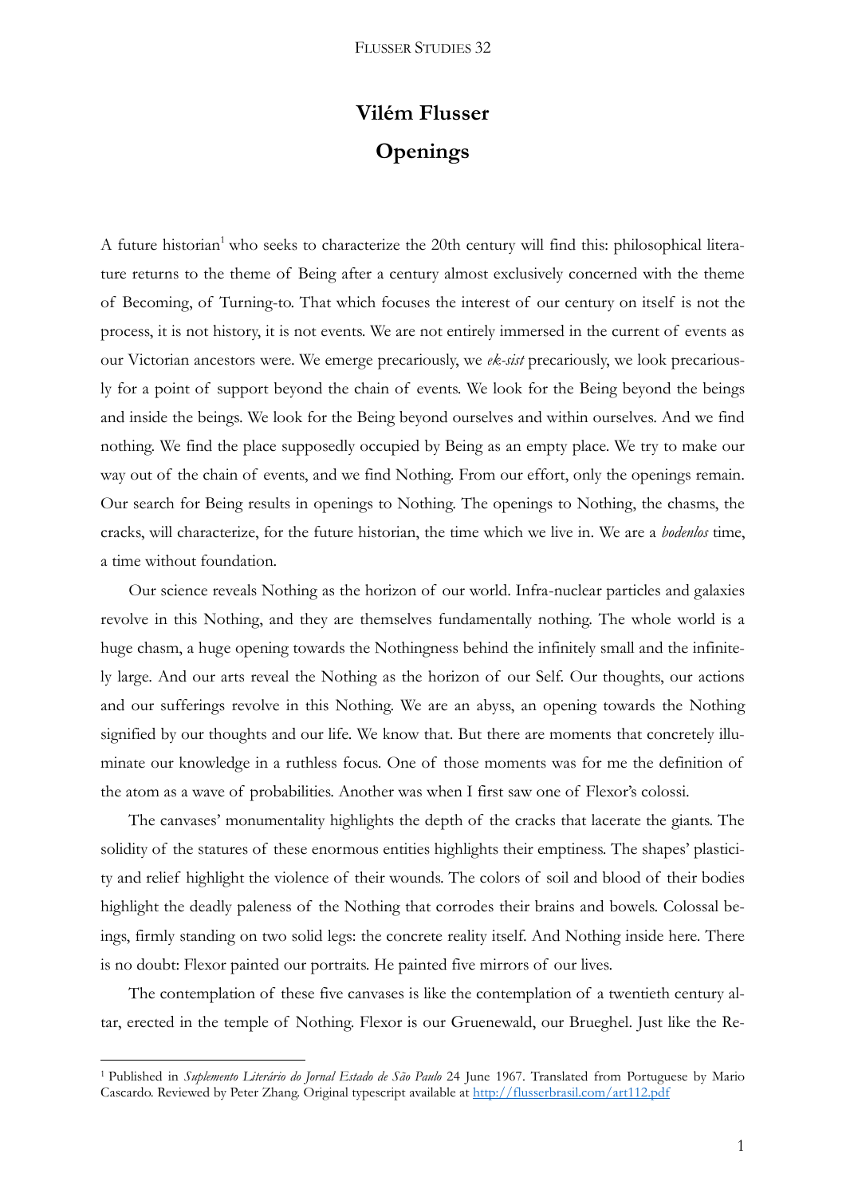# Vilém Flusser

# Openings

A future historian[1] who seeks to characterize the 20th century will find this: philosophical literature returns to the theme of Being after a century almost exclusively concerned with the theme of Becoming, of Turning-to. That which focuses the interest of our century on itself is not the process, it is not history, it is not events. We are not entirely immersed in the current of events as our Victorian ancestors were. We emerge precariously, we *ek-sist* precariously, we look precariously for a point of support beyond the chain of events. We look for the Being beyond the beings and inside the beings. We look for the Being beyond ourselves and within ourselves. And we find nothing. We find the place supposedly occupied by Being as an empty place. We try to make our way out of the chain of events, and we find Nothing. From our effort, only the openings remain. Our search for Being results in openings to Nothing. The openings to Nothing, the chasms, the cracks, will characterize, for the future historian, the time which we live in. We are a *bodenlos* time, a time without foundation.

Our science reveals Nothing as the horizon of our world. Infra-nuclear particles and galaxies revolve in this Nothing, and they are themselves fundamentally nothing. The whole world is a huge chasm, a huge opening towards the Nothingness behind the infinitely small and the infinitely large. And our arts reveal the Nothing as the horizon of our Self. Our thoughts, our actions and our sufferings revolve in this Nothing. We are an abyss, an opening towards the Nothing signified by our thoughts and our life. We know that. But there are moments that concretely illuminate our knowledge in a ruthless focus. One of those moments was for me the definition of the atom as a wave of probabilities. Another was when I first saw one of Flexor's colossi.

The canvases' monumentality highlights the depth of the cracks that lacerate the giants. The solidity of the statures of these enormous entities highlights their emptiness. The shapes' plasticity and relief highlight the violence of their wounds. The colors of soil and blood of their bodies highlight the deadly paleness of the Nothing that corrodes their brains and bowels. Colossal beings, firmly standing on two solid legs: the concrete reality itself. And Nothing inside here. There is no doubt: Flexor painted our portraits. He painted five mirrors of our lives.

The contemplation of these five canvases is like the contemplation of a twentieth century altar, erected in the temple of Nothing. Flexor is our Gruenewald, our Brueghel. Just like the Re-

[1] Published in *Suplemento Literário do Jornal Estado de São Paulo* 24 June 1967. Translated from Portuguese by Mario Cascardo. Reviewed by Peter Zhang. Original typescript available at http://flusserbrasil.com/art112.pdf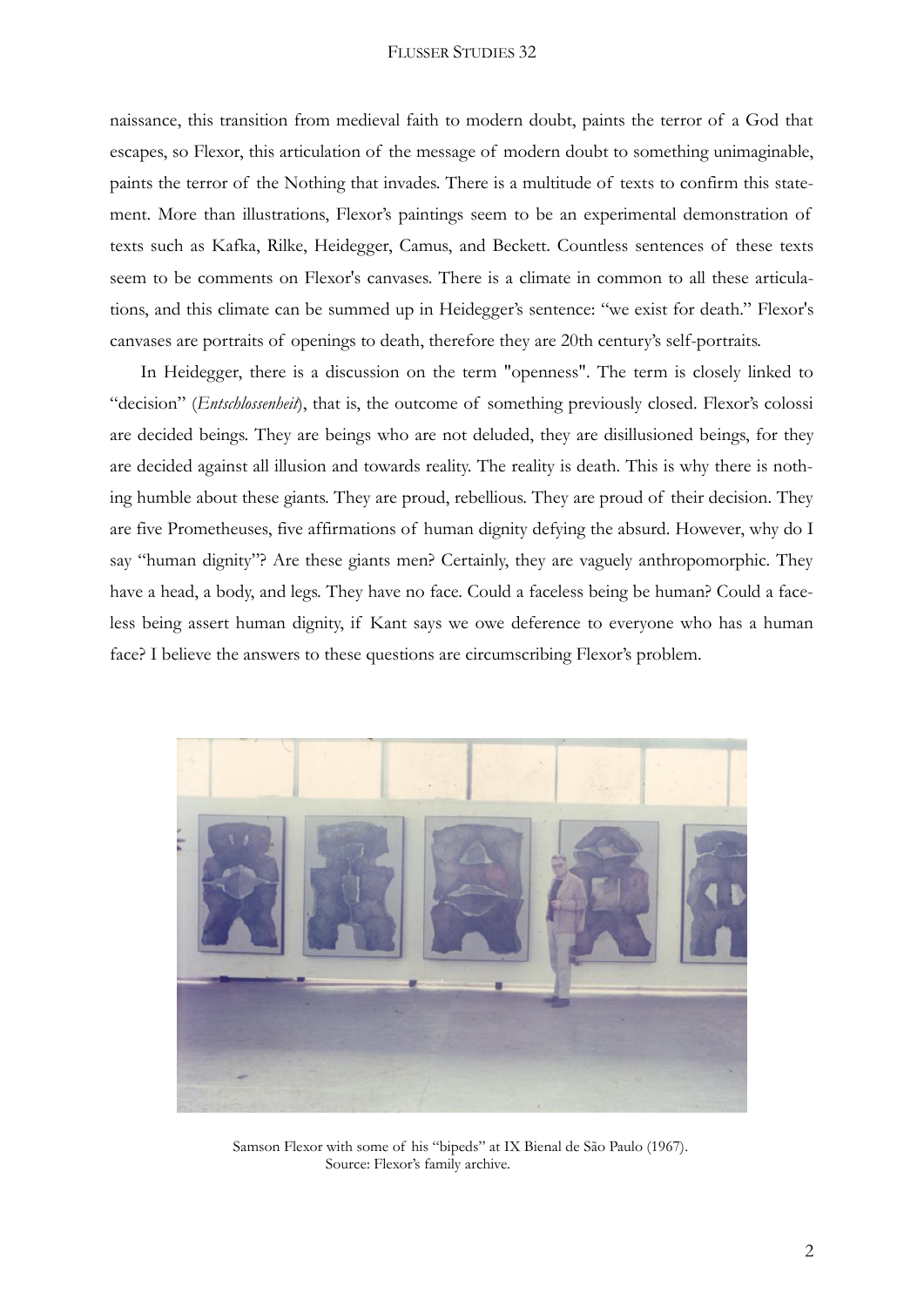naissance, this transition from medieval faith to modern doubt, paints the terror of a God that escapes, so Flexor, this articulation of the message of modern doubt to something unimaginable, paints the terror of the Nothing that invades. There is a multitude of texts to confirm this statement. More than illustrations, Flexor's paintings seem to be an experimental demonstration of texts such as Kafka, Rilke, Heidegger, Camus, and Beckett. Countless sentences of these texts seem to be comments on Flexor's canvases. There is a climate in common to all these articulations, and this climate can be summed up in Heidegger's sentence: "we exist for death." Flexor's canvases are portraits of openings to death, therefore they are 20th century's self-portraits.

In Heidegger, there is a discussion on the term "openness". The term is closely linked to "decision" (*Entschlossenheit*), that is, the outcome of something previously closed. Flexor's colossi are decided beings. They are beings who are not deluded, they are disillusioned beings, for they are decided against all illusion and towards reality. The reality is death. This is why there is nothing humble about these giants. They are proud, rebellious. They are proud of their decision. They are five Prometheuses, five affirmations of human dignity defying the absurd. However, why do I say "human dignity"? Are these giants men? Certainly, they are vaguely anthropomorphic. They have a head, a body, and legs. They have no face. Could a faceless being be human? Could a faceless being assert human dignity, if Kant says we owe deference to everyone who has a human face? I believe the answers to these questions are circumscribing Flexor's problem.

Samson Flexor with some of his "bipeds" at IX Bienal de São Paulo (1967).
Source: Flexor's family archive.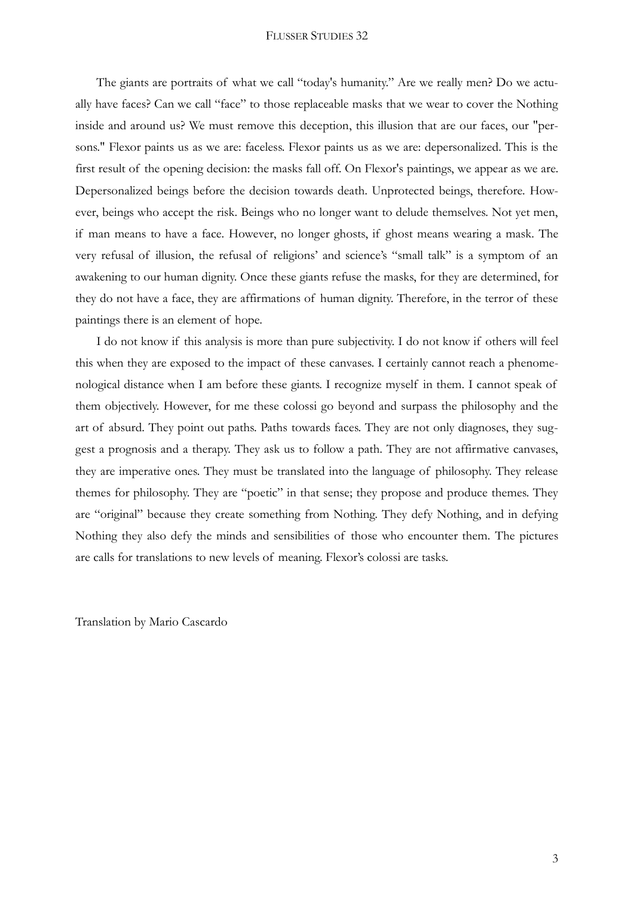The giants are portraits of what we call "today's humanity." Are we really men? Do we actually have faces? Can we call "face" to those replaceable masks that we wear to cover the Nothing inside and around us? We must remove this deception, this illusion that are our faces, our "persons." Flexor paints us as we are: faceless. Flexor paints us as we are: depersonalized. This is the first result of the opening decision: the masks fall off. On Flexor's paintings, we appear as we are. Depersonalized beings before the decision towards death. Unprotected beings, therefore. However, beings who accept the risk. Beings who no longer want to delude themselves. Not yet men, if man means to have a face. However, no longer ghosts, if ghost means wearing a mask. The very refusal of illusion, the refusal of religions' and science's "small talk" is a symptom of an awakening to our human dignity. Once these giants refuse the masks, for they are determined, for they do not have a face, they are affirmations of human dignity. Therefore, in the terror of these paintings there is an element of hope.

I do not know if this analysis is more than pure subjectivity. I do not know if others will feel this when they are exposed to the impact of these canvases. I certainly cannot reach a phenomenological distance when I am before these giants. I recognize myself in them. I cannot speak of them objectively. However, for me these colossi go beyond and surpass the philosophy and the art of absurd. They point out paths. Paths towards faces. They are not only diagnoses, they suggest a prognosis and a therapy. They ask us to follow a path. They are not affirmative canvases, they are imperative ones. They must be translated into the language of philosophy. They release themes for philosophy. They are "poetic" in that sense; they propose and produce themes. They are "original" because they create something from Nothing. They defy Nothing, and in defying Nothing they also defy the minds and sensibilities of those who encounter them. The pictures are calls for translations to new levels of meaning. Flexor's colossi are tasks.

Translation by Mario Cascardo